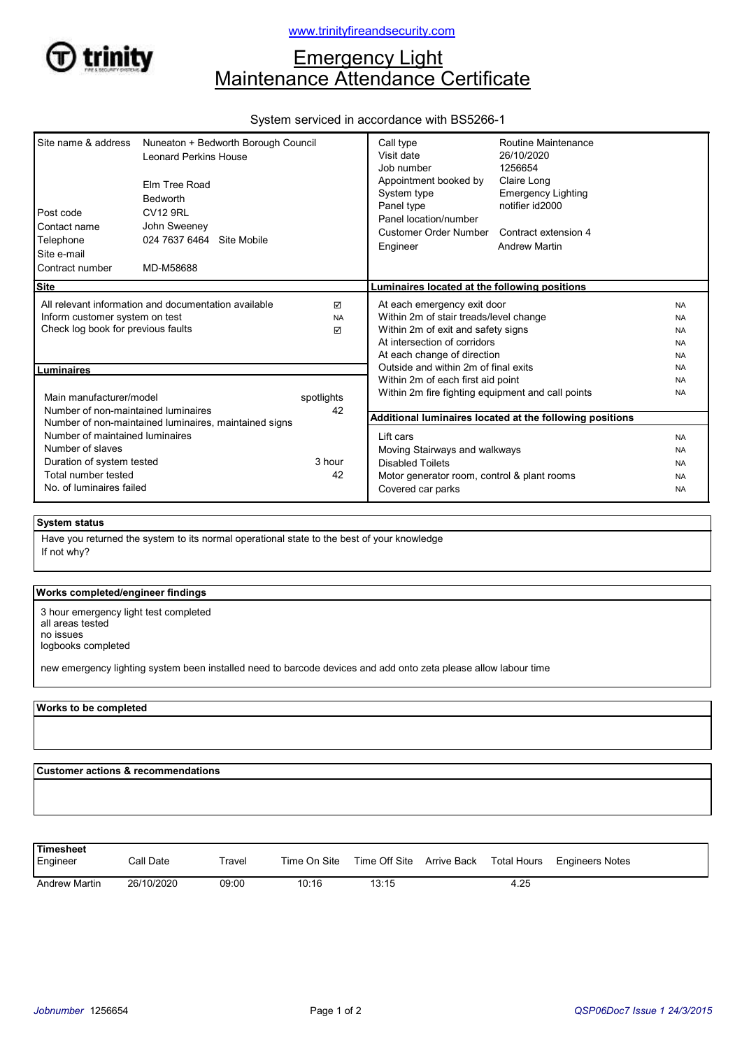www.trinityfireandsecurity.com

trinity

# Emergency Light
# Maintenance Attendance Certificate

System serviced in accordance with BS5266-1

| | |
|---|---|
| Site name & address | Nuneaton + Bedworth Borough Council<br>Leonard Perkins House<br><br>Elm Tree Road<br>Bedworth |
| Post code | CV12 9RL |
| Contact name | John Sweeney |
| Telephone | 024 7637 6464 Site Mobile |
| Site e-mail | |
| Contract number | MD-M58688 |

| | |
|---|---|
| Call type | Routine Maintenance |
| Visit date | 26/10/2020 |
| Job number | 1256654 |
| Appointment booked by | Claire Long |
| System type | Emergency Lighting |
| Panel type | notifier id2000 |
| Panel location/number | |
| Customer Order Number | Contract extension 4 |
| Engineer | Andrew Martin |

**Site**

| | |
|---|---|
| All relevant information and documentation available | ☑ |
| Inform customer system on test | NA |
| Check log book for previous faults | ☑ |

**Luminaires**

| | |
|---|---|
| Main manufacturer/model | spotlights |
| Number of non-maintained luminaires | 42 |
| Number of non-maintained luminaires, maintained signs | |
| Number of maintained luminaires | |
| Number of slaves | |
| Duration of system tested | 3 hour |
| Total number tested | 42 |
| No. of luminaires failed | |

**Luminaires located at the following positions**

| | |
|---|---|
| At each emergency exit door | NA |
| Within 2m of stair treads/level change | NA |
| Within 2m of exit and safety signs | NA |
| At intersection of corridors | NA |
| At each change of direction | NA |
| Outside and within 2m of final exits | NA |
| Within 2m of each first aid point | NA |
| Within 2m fire fighting equipment and call points | NA |

**Additional luminaires located at the following positions**

| | |
|---|---|
| Lift cars | NA |
| Moving Stairways and walkways | NA |
| Disabled Toilets | NA |
| Motor generator room, control & plant rooms | NA |
| Covered car parks | NA |

**System status**

Have you returned the system to its normal operational state to the best of your knowledge

If not why?

**Works completed/engineer findings**

3 hour emergency light test completed
all areas tested
no issues
logbooks completed

new emergency lighting system been installed need to barcode devices and add onto zeta please allow labour time

**Works to be completed**

**Customer actions & recommendations**

**Timesheet**

| Engineer | Call Date | Travel | Time On Site | Time Off Site | Arrive Back | Total Hours | Engineers Notes |
|---|---|---|---|---|---|---|---|
| Andrew Martin | 26/10/2020 | 09:00 | 10:16 | 13:15 | | 4.25 | |

*Jobnumber* 1256654

*QSP06Doc7 Issue 1 24/3/2015*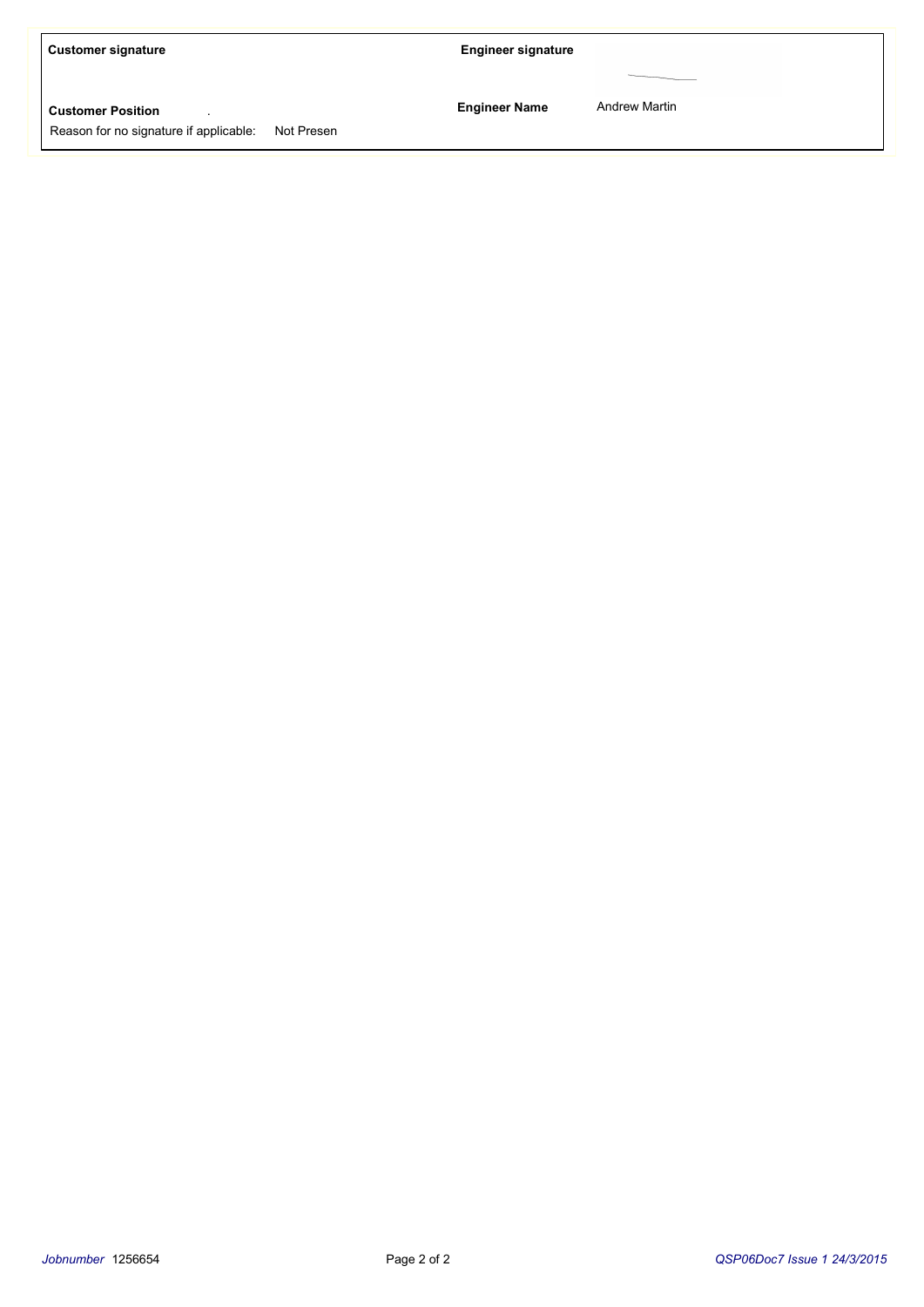| | | | |
|---|---|---|---|
| **Customer signature** | | **Engineer signature** | |
| **Customer Position** | . | **Engineer Name** | Andrew Martin |
| Reason for no signature if applicable: | Not Presen | | |

*Jobnumber* 1256654

*QSP06Doc7 Issue 1 24/3/2015*